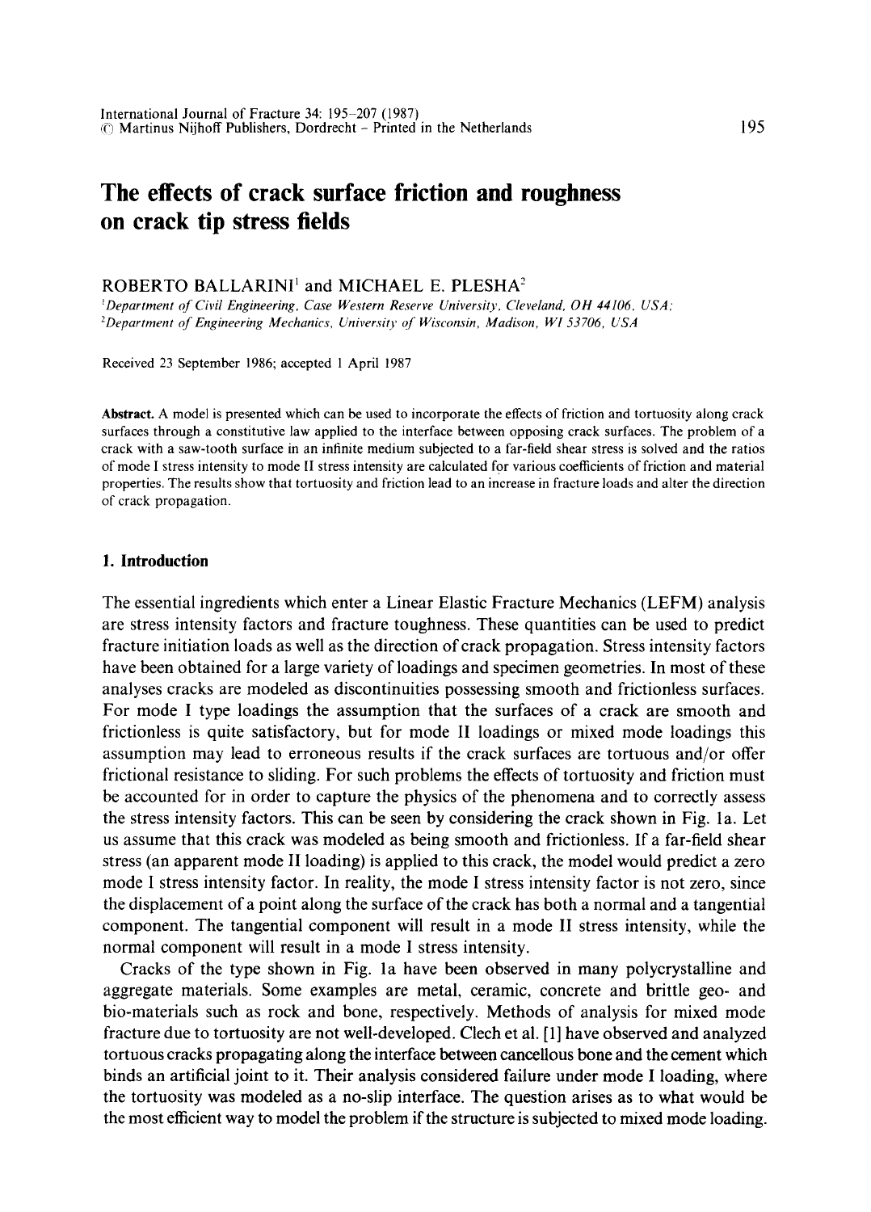# The effects of crack surface friction and roughness on crack tip stress fields

ROBERTO BALLARINI[1] and MICHAEL E. PLESHA[2]

[1]*Department of Civil Engineering, Case Western Reserve University, Cleveland, OH 44106, USA;*
[2]*Department of Engineering Mechanics, University of Wisconsin, Madison, WI 53706, USA*

Received 23 September 1986; accepted 1 April 1987

**Abstract.** A model is presented which can be used to incorporate the effects of friction and tortuosity along crack surfaces through a constitutive law applied to the interface between opposing crack surfaces. The problem of a crack with a saw-tooth surface in an infinite medium subjected to a far-field shear stress is solved and the ratios of mode I stress intensity to mode II stress intensity are calculated for various coefficients of friction and material properties. The results show that tortuosity and friction lead to an increase in fracture loads and alter the direction of crack propagation.

## 1. Introduction

The essential ingredients which enter a Linear Elastic Fracture Mechanics (LEFM) analysis are stress intensity factors and fracture toughness. These quantities can be used to predict fracture initiation loads as well as the direction of crack propagation. Stress intensity factors have been obtained for a large variety of loadings and specimen geometries. In most of these analyses cracks are modeled as discontinuities possessing smooth and frictionless surfaces. For mode I type loadings the assumption that the surfaces of a crack are smooth and frictionless is quite satisfactory, but for mode II loadings or mixed mode loadings this assumption may lead to erroneous results if the crack surfaces are tortuous and/or offer frictional resistance to sliding. For such problems the effects of tortuosity and friction must be accounted for in order to capture the physics of the phenomena and to correctly assess the stress intensity factors. This can be seen by considering the crack shown in Fig. 1a. Let us assume that this crack was modeled as being smooth and frictionless. If a far-field shear stress (an apparent mode II loading) is applied to this crack, the model would predict a zero mode I stress intensity factor. In reality, the mode I stress intensity factor is not zero, since the displacement of a point along the surface of the crack has both a normal and a tangential component. The tangential component will result in a mode II stress intensity, while the normal component will result in a mode I stress intensity.

Cracks of the type shown in Fig. 1a have been observed in many polycrystalline and aggregate materials. Some examples are metal, ceramic, concrete and brittle geo- and bio-materials such as rock and bone, respectively. Methods of analysis for mixed mode fracture due to tortuosity are not well-developed. Clech et al. [1] have observed and analyzed tortuous cracks propagating along the interface between cancellous bone and the cement which binds an artificial joint to it. Their analysis considered failure under mode I loading, where the tortuosity was modeled as a no-slip interface. The question arises as to what would be the most efficient way to model the problem if the structure is subjected to mixed mode loading.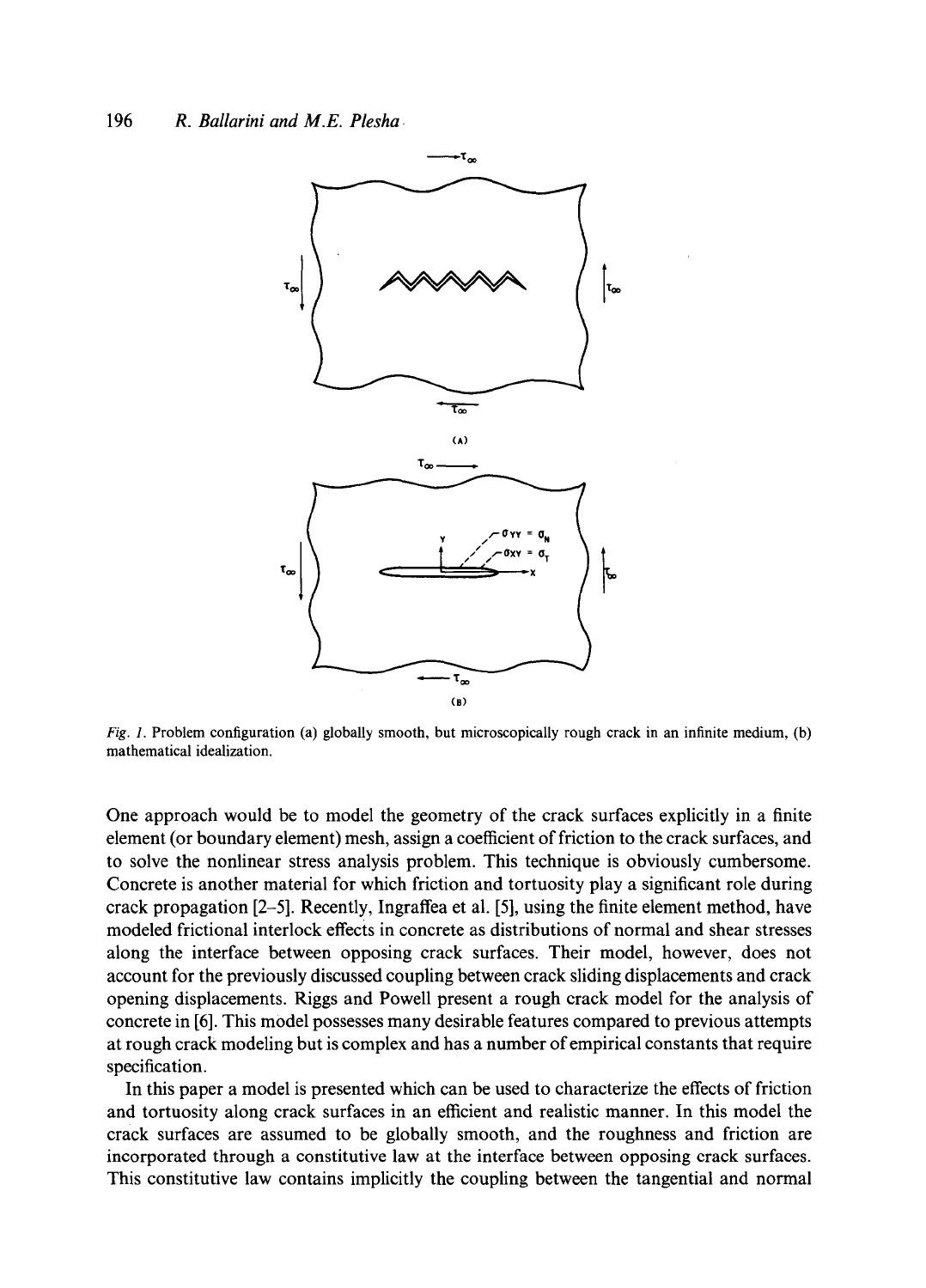*Fig. 1.* Problem configuration (a) globally smooth, but microscopically rough crack in an infinite medium, (b) mathematical idealization.

One approach would be to model the geometry of the crack surfaces explicitly in a finite element (or boundary element) mesh, assign a coefficient of friction to the crack surfaces, and to solve the nonlinear stress analysis problem. This technique is obviously cumbersome. Concrete is another material for which friction and tortuosity play a significant role during crack propagation [2–5]. Recently, Ingraffea et al. [5], using the finite element method, have modeled frictional interlock effects in concrete as distributions of normal and shear stresses along the interface between opposing crack surfaces. Their model, however, does not account for the previously discussed coupling between crack sliding displacements and crack opening displacements. Riggs and Powell present a rough crack model for the analysis of concrete in [6]. This model possesses many desirable features compared to previous attempts at rough crack modeling but is complex and has a number of empirical constants that require specification.

In this paper a model is presented which can be used to characterize the effects of friction and tortuosity along crack surfaces in an efficient and realistic manner. In this model the crack surfaces are assumed to be globally smooth, and the roughness and friction are incorporated through a constitutive law at the interface between opposing crack surfaces. This constitutive law contains implicitly the coupling between the tangential and normal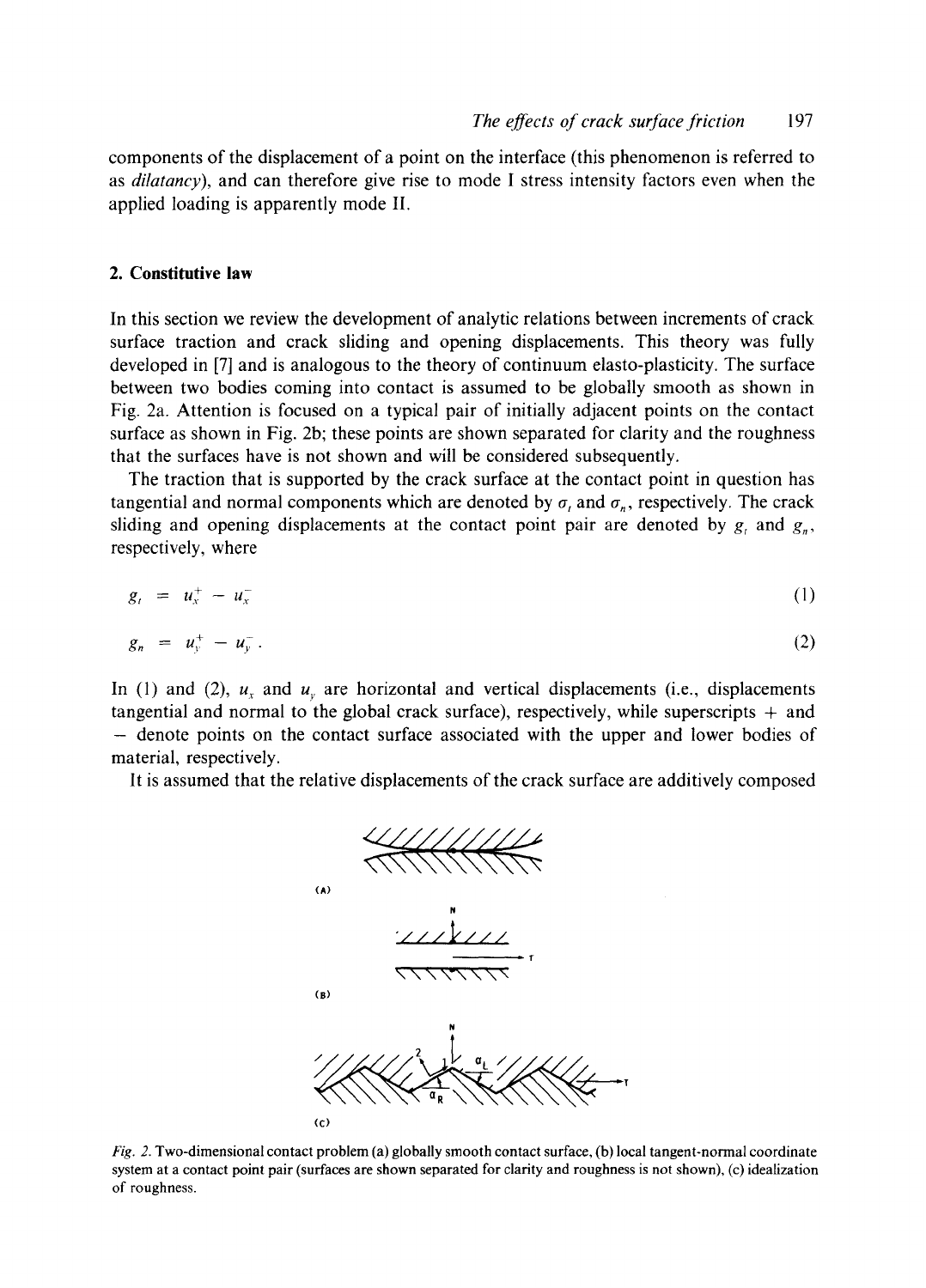components of the displacement of a point on the interface (this phenomenon is referred to as *dilatancy*), and can therefore give rise to mode I stress intensity factors even when the applied loading is apparently mode II.

## 2. Constitutive law

In this section we review the development of analytic relations between increments of crack surface traction and crack sliding and opening displacements. This theory was fully developed in [7] and is analogous to the theory of continuum elasto-plasticity. The surface between two bodies coming into contact is assumed to be globally smooth as shown in Fig. 2a. Attention is focused on a typical pair of initially adjacent points on the contact surface as shown in Fig. 2b; these points are shown separated for clarity and the roughness that the surfaces have is not shown and will be considered subsequently.

The traction that is supported by the crack surface at the contact point in question has tangential and normal components which are denoted by $\sigma_t$ and $\sigma_n$, respectively. The crack sliding and opening displacements at the contact point pair are denoted by $g_t$ and $g_n$, respectively, where

$$g_t = u_x^+ - u_x^- \tag{1}$$

$$g_n = u_y^+ - u_y^- . \tag{2}$$

In (1) and (2), $u_x$ and $u_y$ are horizontal and vertical displacements (i.e., displacements tangential and normal to the global crack surface), respectively, while superscripts + and − denote points on the contact surface associated with the upper and lower bodies of material, respectively.

It is assumed that the relative displacements of the crack surface are additively composed

*Fig. 2.* Two-dimensional contact problem (a) globally smooth contact surface, (b) local tangent-normal coordinate system at a contact point pair (surfaces are shown separated for clarity and roughness is not shown), (c) idealization of roughness.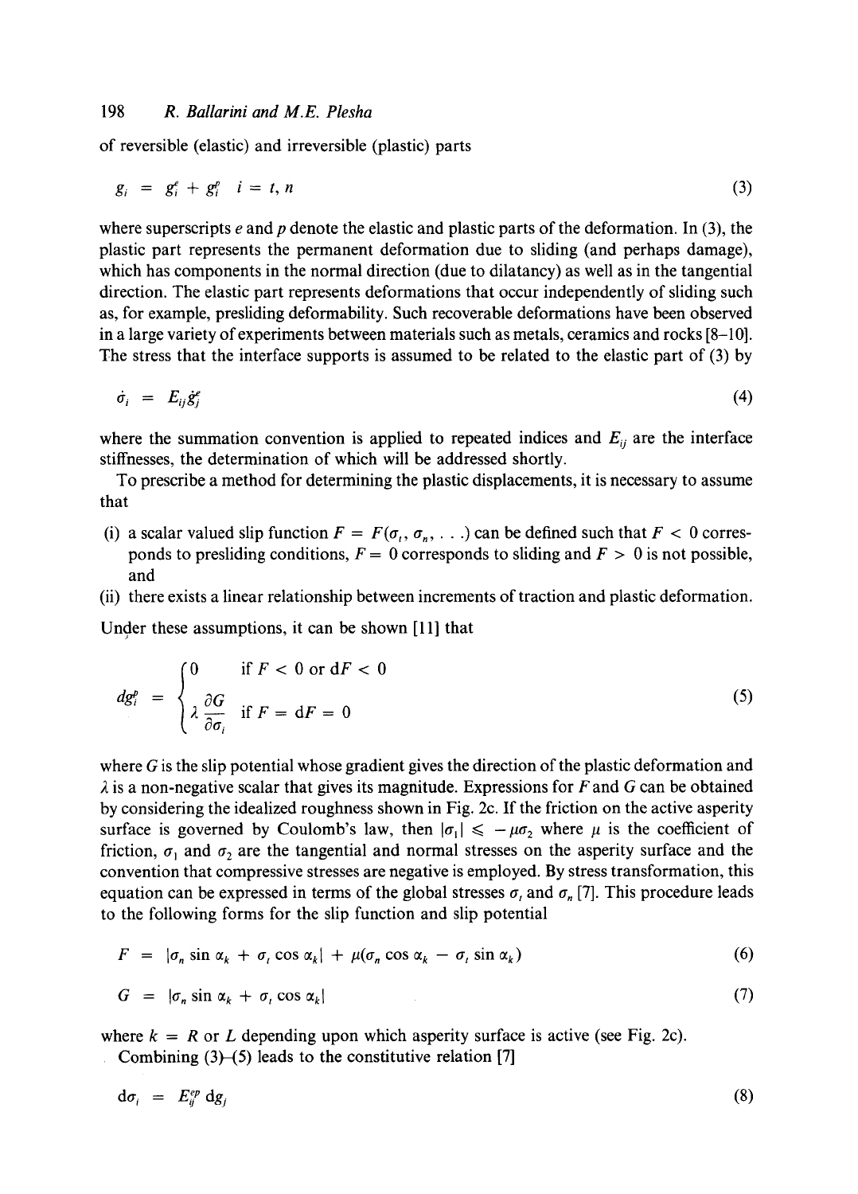of reversible (elastic) and irreversible (plastic) parts

$$g_i = g_i^e + g_i^p \quad i = t, n \tag{3}$$

where superscripts $e$ and $p$ denote the elastic and plastic parts of the deformation. In (3), the plastic part represents the permanent deformation due to sliding (and perhaps damage), which has components in the normal direction (due to dilatancy) as well as in the tangential direction. The elastic part represents deformations that occur independently of sliding such as, for example, presliding deformability. Such recoverable deformations have been observed in a large variety of experiments between materials such as metals, ceramics and rocks [8–10]. The stress that the interface supports is assumed to be related to the elastic part of (3) by

$$\dot{\sigma}_i = E_{ij}\dot{g}_j^e \tag{4}$$

where the summation convention is applied to repeated indices and $E_{ij}$ are the interface stiffnesses, the determination of which will be addressed shortly.

To prescribe a method for determining the plastic displacements, it is necessary to assume that

(i) a scalar valued slip function $F = F(\sigma_t, \sigma_n, \ldots)$ can be defined such that $F < 0$ corresponds to presliding conditions, $F = 0$ corresponds to sliding and $F > 0$ is not possible, and
(ii) there exists a linear relationship between increments of traction and plastic deformation.

Under these assumptions, it can be shown [11] that

$$dg_i^p = \begin{cases} 0 & \text{if } F < 0 \text{ or } dF < 0 \\ \lambda \dfrac{\partial G}{\partial \sigma_i} & \text{if } F = dF = 0 \end{cases} \tag{5}$$

where $G$ is the slip potential whose gradient gives the direction of the plastic deformation and $\lambda$ is a non-negative scalar that gives its magnitude. Expressions for $F$ and $G$ can be obtained by considering the idealized roughness shown in Fig. 2c. If the friction on the active asperity surface is governed by Coulomb's law, then $|\sigma_1| \leqslant -\mu\sigma_2$ where $\mu$ is the coefficient of friction, $\sigma_1$ and $\sigma_2$ are the tangential and normal stresses on the asperity surface and the convention that compressive stresses are negative is employed. By stress transformation, this equation can be expressed in terms of the global stresses $\sigma_t$ and $\sigma_n$ [7]. This procedure leads to the following forms for the slip function and slip potential

$$F = |\sigma_n \sin\alpha_k + \sigma_t \cos\alpha_k| + \mu(\sigma_n \cos\alpha_k - \sigma_t \sin\alpha_k) \tag{6}$$

$$G = |\sigma_n \sin\alpha_k + \sigma_t \cos\alpha_k| \tag{7}$$

where $k = R$ or $L$ depending upon which asperity surface is active (see Fig. 2c).

Combining (3)–(5) leads to the constitutive relation [7]

$$d\sigma_i = E_{ij}^{ep}\, dg_j \tag{8}$$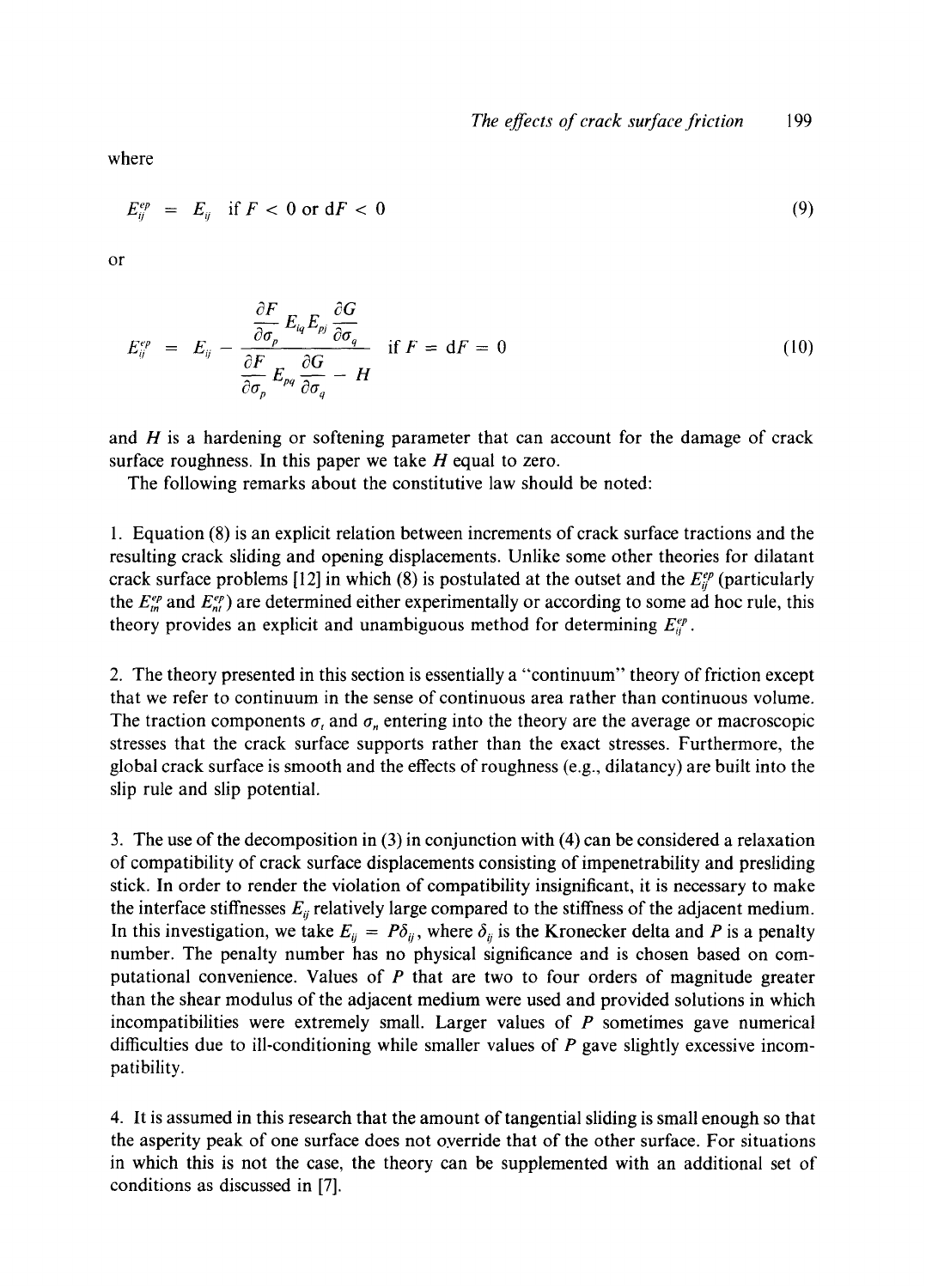where

$$E_{ij}^{ep} = E_{ij} \quad \text{if } F < 0 \text{ or } dF < 0 \tag{9}$$

or

$$E_{ij}^{ep} = E_{ij} - \frac{\dfrac{\partial F}{\partial \sigma_p} E_{iq} E_{pj} \dfrac{\partial G}{\partial \sigma_q}}{\dfrac{\partial F}{\partial \sigma_p} E_{pq} \dfrac{\partial G}{\partial \sigma_q} - H} \quad \text{if } F = dF = 0 \tag{10}$$

and $H$ is a hardening or softening parameter that can account for the damage of crack surface roughness. In this paper we take $H$ equal to zero.

The following remarks about the constitutive law should be noted:

1. Equation (8) is an explicit relation between increments of crack surface tractions and the resulting crack sliding and opening displacements. Unlike some other theories for dilatant crack surface problems [12] in which (8) is postulated at the outset and the $E_{ij}^{ep}$ (particularly the $E_{tn}^{ep}$ and $E_{nt}^{ep}$) are determined either experimentally or according to some ad hoc rule, this theory provides an explicit and unambiguous method for determining $E_{ij}^{ep}$.

2. The theory presented in this section is essentially a "continuum" theory of friction except that we refer to continuum in the sense of continuous area rather than continuous volume. The traction components $\sigma_t$ and $\sigma_n$ entering into the theory are the average or macroscopic stresses that the crack surface supports rather than the exact stresses. Furthermore, the global crack surface is smooth and the effects of roughness (e.g., dilatancy) are built into the slip rule and slip potential.

3. The use of the decomposition in (3) in conjunction with (4) can be considered a relaxation of compatibility of crack surface displacements consisting of impenetrability and presliding stick. In order to render the violation of compatibility insignificant, it is necessary to make the interface stiffnesses $E_{ij}$ relatively large compared to the stiffness of the adjacent medium. In this investigation, we take $E_{ij} = P\delta_{ij}$, where $\delta_{ij}$ is the Kronecker delta and $P$ is a penalty number. The penalty number has no physical significance and is chosen based on computational convenience. Values of $P$ that are two to four orders of magnitude greater than the shear modulus of the adjacent medium were used and provided solutions in which incompatibilities were extremely small. Larger values of $P$ sometimes gave numerical difficulties due to ill-conditioning while smaller values of $P$ gave slightly excessive incompatibility.

4. It is assumed in this research that the amount of tangential sliding is small enough so that the asperity peak of one surface does not override that of the other surface. For situations in which this is not the case, the theory can be supplemented with an additional set of conditions as discussed in [7].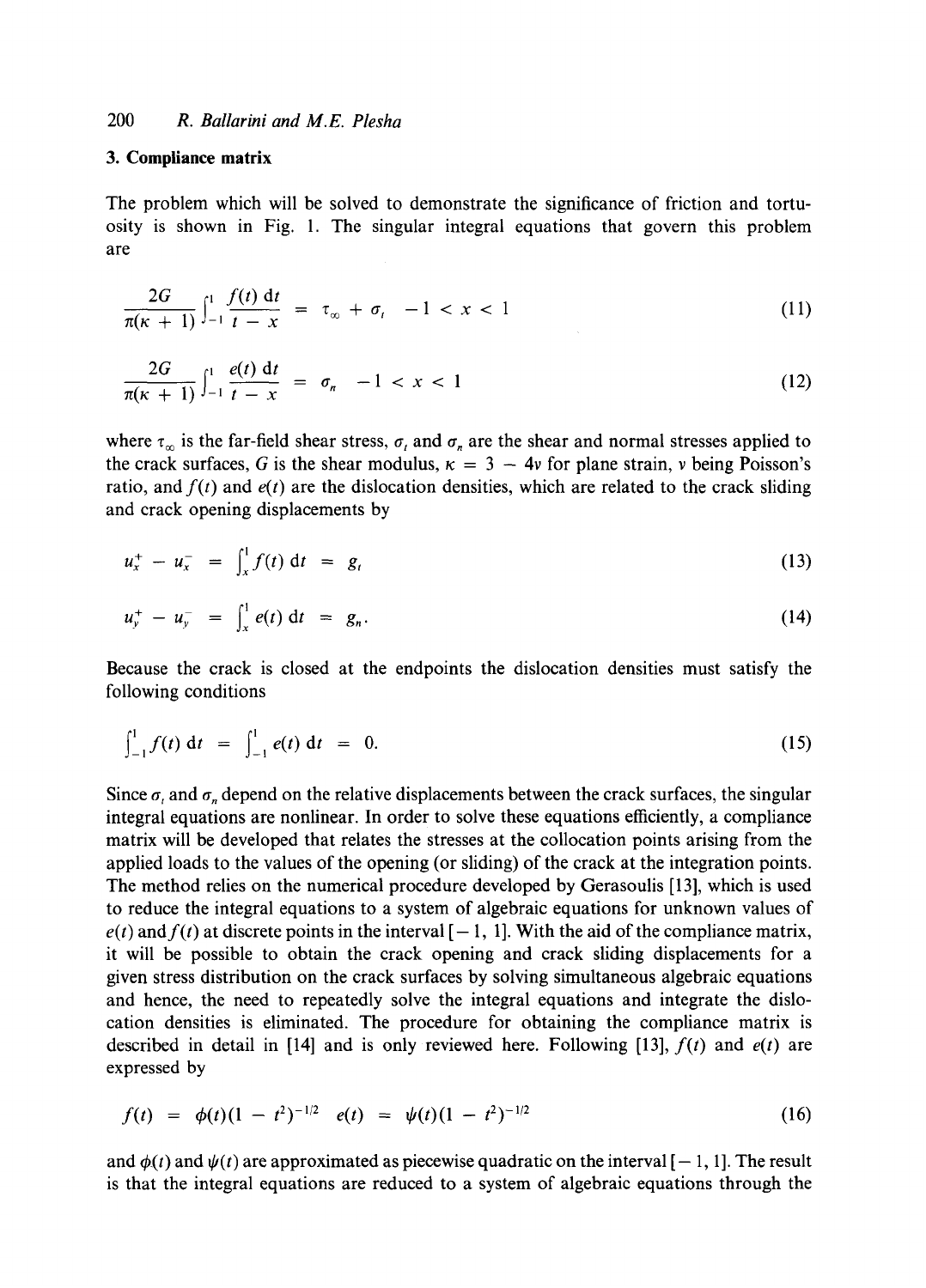## 3. Compliance matrix

The problem which will be solved to demonstrate the significance of friction and tortuosity is shown in Fig. 1. The singular integral equations that govern this problem are

$$\frac{2G}{\pi(\kappa + 1)} \int_{-1}^{1} \frac{f(t)\, dt}{t - x} = \tau_\infty + \sigma_t \quad -1 < x < 1 \tag{11}$$

$$\frac{2G}{\pi(\kappa + 1)} \int_{-1}^{1} \frac{e(t)\, dt}{t - x} = \sigma_n \quad -1 < x < 1 \tag{12}$$

where $\tau_\infty$ is the far-field shear stress, $\sigma_t$ and $\sigma_n$ are the shear and normal stresses applied to the crack surfaces, $G$ is the shear modulus, $\kappa = 3 - 4\nu$ for plane strain, $\nu$ being Poisson's ratio, and $f(t)$ and $e(t)$ are the dislocation densities, which are related to the crack sliding and crack opening displacements by

$$u_x^+ - u_x^- = \int_x^1 f(t)\, dt = g_t \tag{13}$$

$$u_y^+ - u_y^- = \int_x^1 e(t)\, dt = g_n. \tag{14}$$

Because the crack is closed at the endpoints the dislocation densities must satisfy the following conditions

$$\int_{-1}^{1} f(t)\, dt = \int_{-1}^{1} e(t)\, dt = 0. \tag{15}$$

Since $\sigma_t$ and $\sigma_n$ depend on the relative displacements between the crack surfaces, the singular integral equations are nonlinear. In order to solve these equations efficiently, a compliance matrix will be developed that relates the stresses at the collocation points arising from the applied loads to the values of the opening (or sliding) of the crack at the integration points. The method relies on the numerical procedure developed by Gerasoulis [13], which is used to reduce the integral equations to a system of algebraic equations for unknown values of $e(t)$ and $f(t)$ at discrete points in the interval $[-1, 1]$. With the aid of the compliance matrix, it will be possible to obtain the crack opening and crack sliding displacements for a given stress distribution on the crack surfaces by solving simultaneous algebraic equations and hence, the need to repeatedly solve the integral equations and integrate the dislocation densities is eliminated. The procedure for obtaining the compliance matrix is described in detail in [14] and is only reviewed here. Following [13], $f(t)$ and $e(t)$ are expressed by

$$f(t) = \phi(t)(1 - t^2)^{-1/2} \quad e(t) = \psi(t)(1 - t^2)^{-1/2} \tag{16}$$

and $\phi(t)$ and $\psi(t)$ are approximated as piecewise quadratic on the interval $[-1, 1]$. The result is that the integral equations are reduced to a system of algebraic equations through the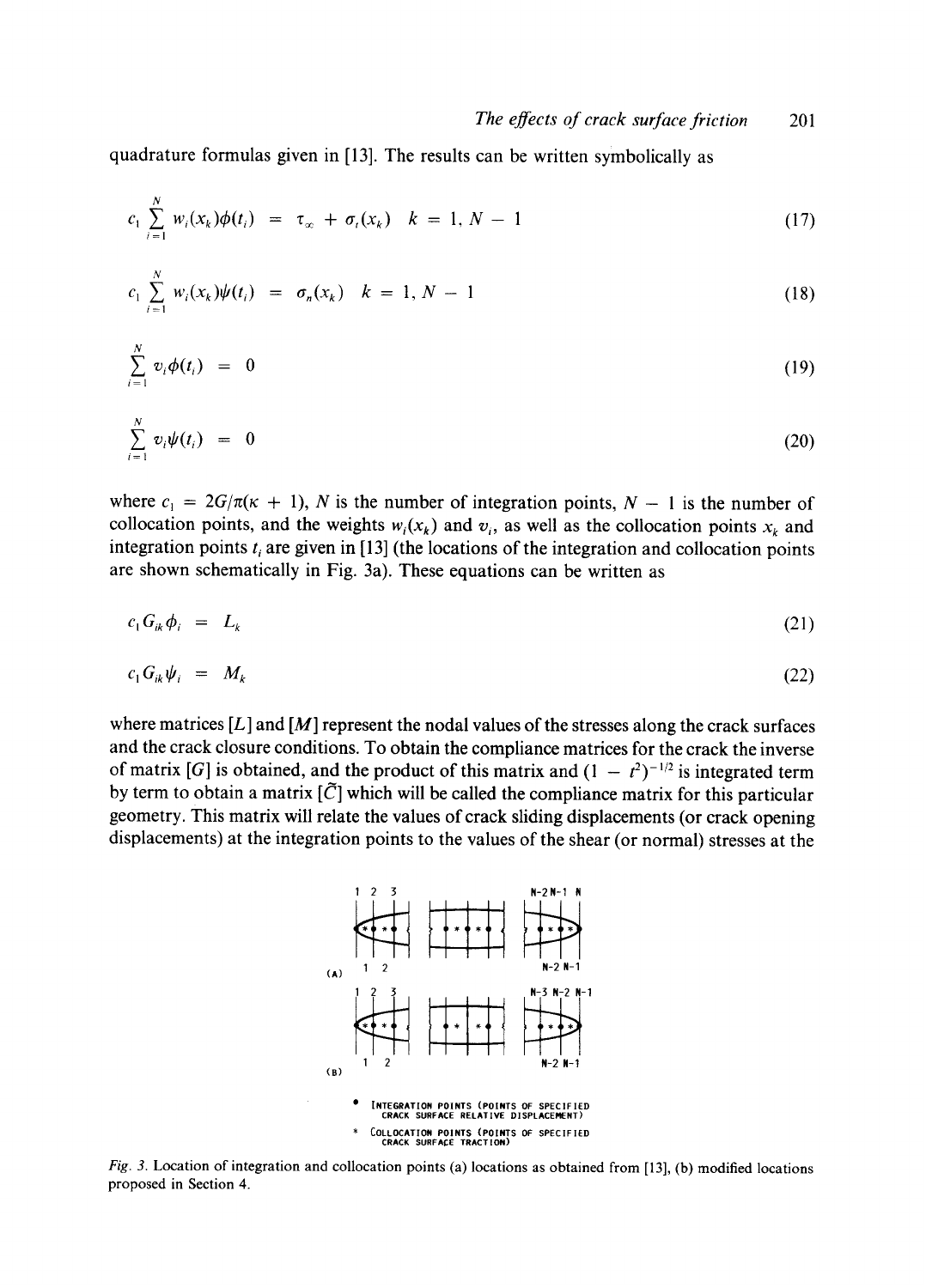quadrature formulas given in [13]. The results can be written symbolically as

$$c_1 \sum_{i=1}^{N} w_i(x_k)\phi(t_i) = \tau_\infty + \sigma_t(x_k) \quad k = 1, N-1 \tag{17}$$

$$c_1 \sum_{i=1}^{N} w_i(x_k)\psi(t_i) = \sigma_n(x_k) \quad k = 1, N-1 \tag{18}$$

$$\sum_{i=1}^{N} v_i\phi(t_i) = 0 \tag{19}$$

$$\sum_{i=1}^{N} v_i\psi(t_i) = 0 \tag{20}$$

where $c_1 = 2G/\pi(\kappa + 1)$, $N$ is the number of integration points, $N - 1$ is the number of collocation points, and the weights $w_i(x_k)$ and $v_i$, as well as the collocation points $x_k$ and integration points $t_i$ are given in [13] (the locations of the integration and collocation points are shown schematically in Fig. 3a). These equations can be written as

$$c_1 G_{ik}\phi_i = L_k \tag{21}$$

$$c_1 G_{ik}\psi_i = M_k \tag{22}$$

where matrices $[L]$ and $[M]$ represent the nodal values of the stresses along the crack surfaces and the crack closure conditions. To obtain the compliance matrices for the crack the inverse of matrix $[G]$ is obtained, and the product of this matrix and $(1 - t^2)^{-1/2}$ is integrated term by term to obtain a matrix $[\tilde{C}]$ which will be called the compliance matrix for this particular geometry. This matrix will relate the values of crack sliding displacements (or crack opening displacements) at the integration points to the values of the shear (or normal) stresses at the

• INTEGRATION POINTS (POINTS OF SPECIFIED CRACK SURFACE RELATIVE DISPLACEMENT)

* COLLOCATION POINTS (POINTS OF SPECIFIED CRACK SURFACE TRACTION)

*Fig. 3.* Location of integration and collocation points (a) locations as obtained from [13], (b) modified locations proposed in Section 4.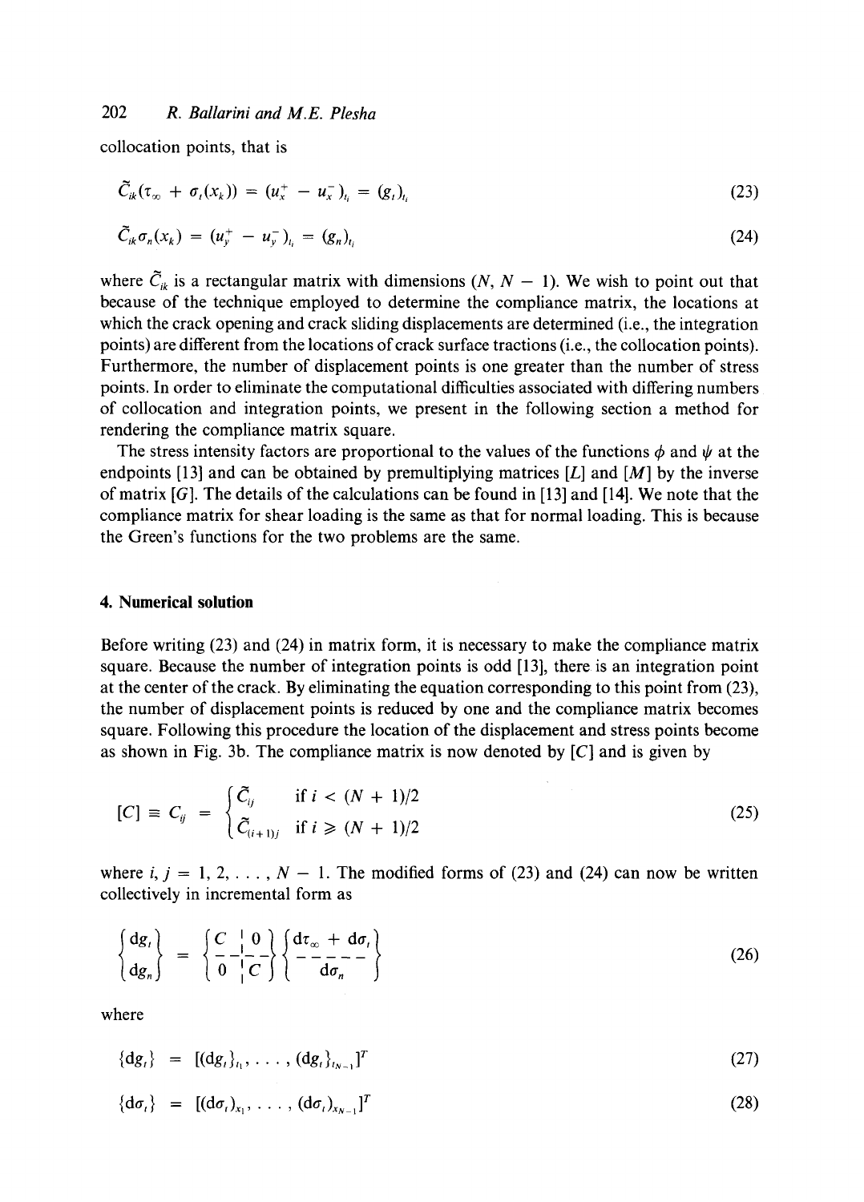collocation points, that is

$$\tilde{C}_{ik}(\tau_\infty + \sigma_t(x_k)) = (u_x^+ - u_x^-)_{t_i} = (g_t)_{t_i} \tag{23}$$

$$\tilde{C}_{ik}\sigma_n(x_k) = (u_y^+ - u_y^-)_{t_i} = (g_n)_{t_i} \tag{24}$$

where $\tilde{C}_{ik}$ is a rectangular matrix with dimensions $(N, N-1)$. We wish to point out that because of the technique employed to determine the compliance matrix, the locations at which the crack opening and crack sliding displacements are determined (i.e., the integration points) are different from the locations of crack surface tractions (i.e., the collocation points). Furthermore, the number of displacement points is one greater than the number of stress points. In order to eliminate the computational difficulties associated with differing numbers of collocation and integration points, we present in the following section a method for rendering the compliance matrix square.

The stress intensity factors are proportional to the values of the functions $\phi$ and $\psi$ at the endpoints [13] and can be obtained by premultiplying matrices $[L]$ and $[M]$ by the inverse of matrix $[G]$. The details of the calculations can be found in [13] and [14]. We note that the compliance matrix for shear loading is the same as that for normal loading. This is because the Green's functions for the two problems are the same.

## 4. Numerical solution

Before writing (23) and (24) in matrix form, it is necessary to make the compliance matrix square. Because the number of integration points is odd [13], there is an integration point at the center of the crack. By eliminating the equation corresponding to this point from (23), the number of displacement points is reduced by one and the compliance matrix becomes square. Following this procedure the location of the displacement and stress points become as shown in Fig. 3b. The compliance matrix is now denoted by $[C]$ and is given by

$$[C] \equiv C_{ij} = \begin{cases} \tilde{C}_{ij} & \text{if } i < (N+1)/2 \\ \tilde{C}_{(i+1)j} & \text{if } i \geqslant (N+1)/2 \end{cases} \tag{25}$$

where $i, j = 1, 2, \ldots, N-1$. The modified forms of (23) and (24) can now be written collectively in incremental form as

$$\begin{Bmatrix} \mathrm{d}g_t \\ \mathrm{d}g_n \end{Bmatrix} = \begin{bmatrix} C & 0 \\ 0 & C \end{bmatrix} \begin{Bmatrix} \mathrm{d}\tau_\infty + \mathrm{d}\sigma_t \\ \mathrm{d}\sigma_n \end{Bmatrix} \tag{26}$$

where

$$\{\mathrm{d}g_t\} = [(\mathrm{d}g_t)_{t_1}, \ldots, (\mathrm{d}g_t)_{t_{N-1}}]^T \tag{27}$$

$$\{\mathrm{d}\sigma_t\} = [(\mathrm{d}\sigma_t)_{x_1}, \ldots, (\mathrm{d}\sigma_t)_{x_{N-1}}]^T \tag{28}$$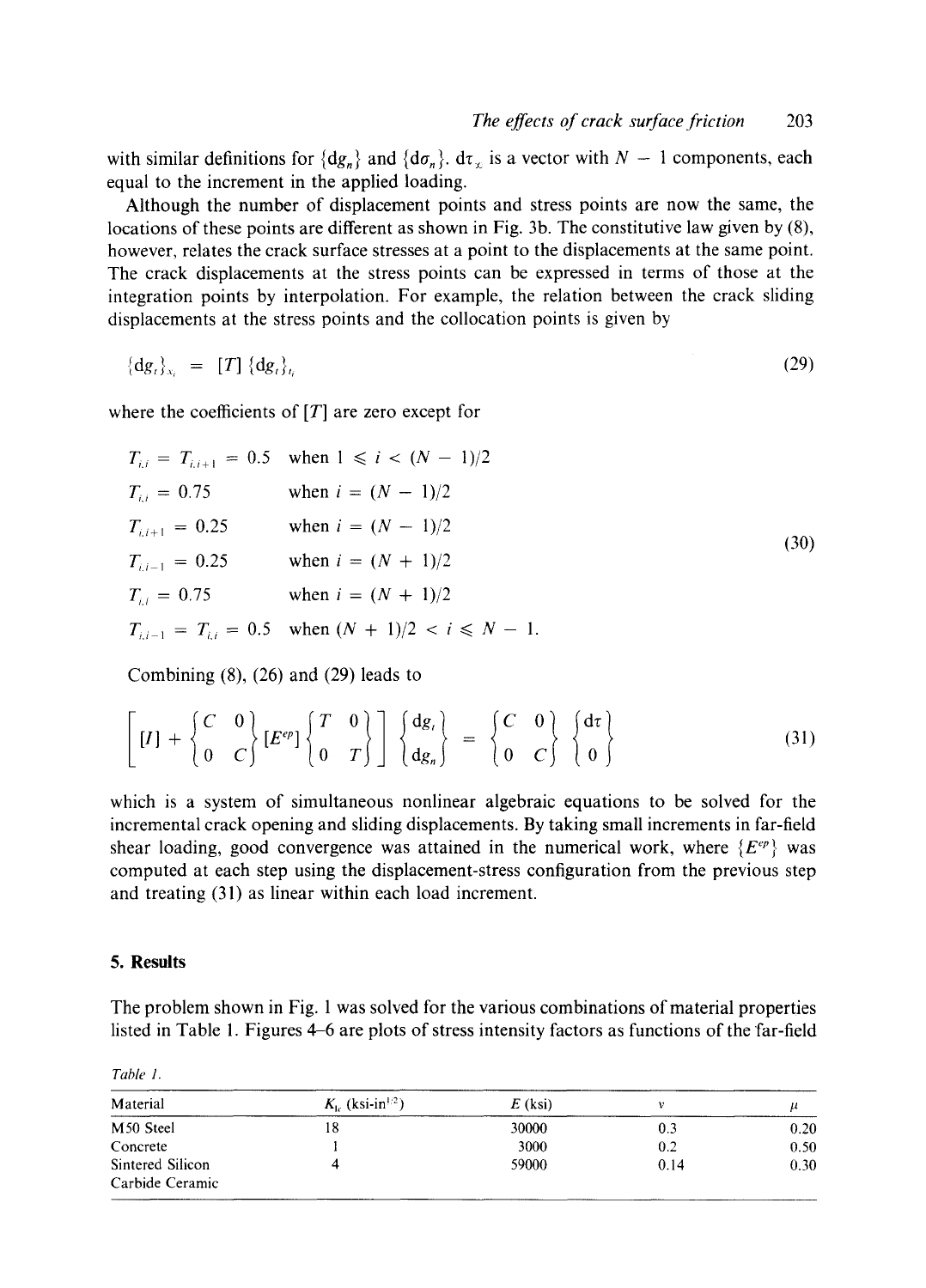with similar definitions for $\{dg_n\}$ and $\{d\sigma_n\}$. $d\tau_\infty$ is a vector with $N - 1$ components, each equal to the increment in the applied loading.

Although the number of displacement points and stress points are now the same, the locations of these points are different as shown in Fig. 3b. The constitutive law given by (8), however, relates the crack surface stresses at a point to the displacements at the same point. The crack displacements at the stress points can be expressed in terms of those at the integration points by interpolation. For example, the relation between the crack sliding displacements at the stress points and the collocation points is given by

$$\{dg_t\}_{x_i} = [T]\,\{dg_t\}_{t_i} \tag{29}$$

where the coefficients of $[T]$ are zero except for

$$\begin{aligned}
T_{i,i} &= T_{i,i+1} = 0.5 && \text{when } 1 \leqslant i < (N-1)/2 \\
T_{i,i} &= 0.75 && \text{when } i = (N-1)/2 \\
T_{i,i+1} &= 0.25 && \text{when } i = (N-1)/2 \\
T_{i,i-1} &= 0.25 && \text{when } i = (N+1)/2 \\
T_{i,i} &= 0.75 && \text{when } i = (N+1)/2 \\
T_{i,i-1} &= T_{i,i} = 0.5 && \text{when } (N+1)/2 < i \leqslant N-1.
\end{aligned} \tag{30}$$

Combining (8), (26) and (29) leads to

$$\left[ [I] + \begin{Bmatrix} C & 0 \\ 0 & C \end{Bmatrix} [E^{ep}] \begin{Bmatrix} T & 0 \\ 0 & T \end{Bmatrix} \right] \begin{Bmatrix} dg_t \\ dg_n \end{Bmatrix} = \begin{Bmatrix} C & 0 \\ 0 & C \end{Bmatrix} \begin{Bmatrix} d\tau \\ 0 \end{Bmatrix} \tag{31}$$

which is a system of simultaneous nonlinear algebraic equations to be solved for the incremental crack opening and sliding displacements. By taking small increments in far-field shear loading, good convergence was attained in the numerical work, where $\{E^{ep}\}$ was computed at each step using the displacement-stress configuration from the previous step and treating (31) as linear within each load increment.

## 5. Results

The problem shown in Fig. 1 was solved for the various combinations of material properties listed in Table 1. Figures 4–6 are plots of stress intensity factors as functions of the far-field

*Table 1.*

| Material | $K_{Ic}$ (ksi-in$^{1/2}$) | $E$ (ksi) | $\nu$ | $\mu$ |
|---|---|---|---|---|
| M50 Steel | 18 | 30000 | 0.3 | 0.20 |
| Concrete | 1 | 3000 | 0.2 | 0.50 |
| Sintered Silicon Carbide Ceramic | 4 | 59000 | 0.14 | 0.30 |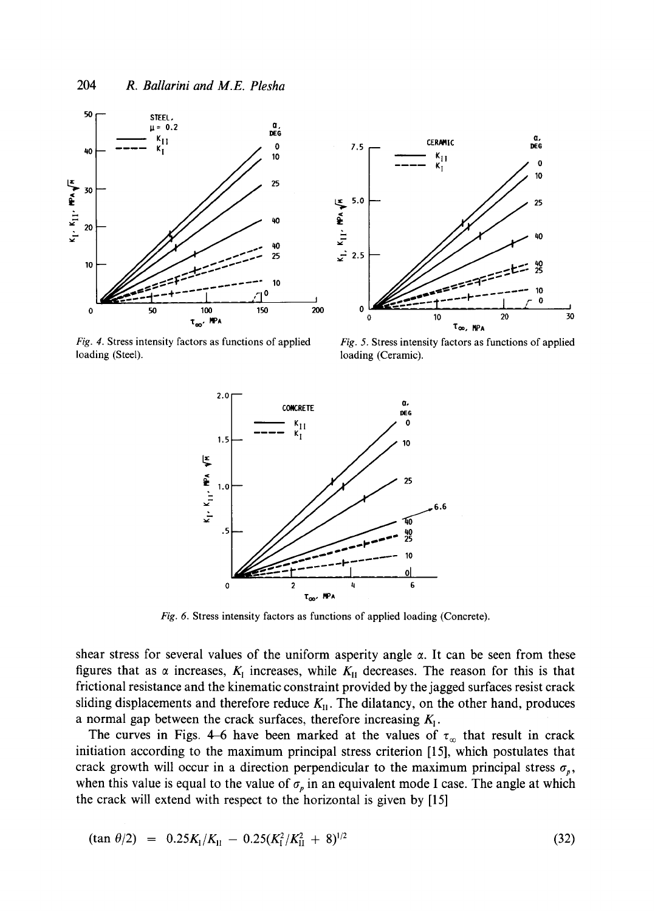*Fig. 4.* Stress intensity factors as functions of applied loading (Steel).

*Fig. 5.* Stress intensity factors as functions of applied loading (Ceramic).

*Fig. 6.* Stress intensity factors as functions of applied loading (Concrete).

shear stress for several values of the uniform asperity angle $\alpha$. It can be seen from these figures that as $\alpha$ increases, $K_{\mathrm{I}}$ increases, while $K_{\mathrm{II}}$ decreases. The reason for this is that frictional resistance and the kinematic constraint provided by the jagged surfaces resist crack sliding displacements and therefore reduce $K_{\mathrm{II}}$. The dilatancy, on the other hand, produces a normal gap between the crack surfaces, therefore increasing $K_{\mathrm{I}}$.

The curves in Figs. 4–6 have been marked at the values of $\tau_{\infty}$ that result in crack initiation according to the maximum principal stress criterion [15], which postulates that crack growth will occur in a direction perpendicular to the maximum principal stress $\sigma_p$, when this value is equal to the value of $\sigma_p$ in an equivalent mode I case. The angle at which the crack will extend with respect to the horizontal is given by [15]

$$(\tan \theta/2) \; = \; 0.25K_{\mathrm{I}}/K_{\mathrm{II}} - 0.25(K_{\mathrm{I}}^2/K_{\mathrm{II}}^2 + 8)^{1/2} \tag{32}$$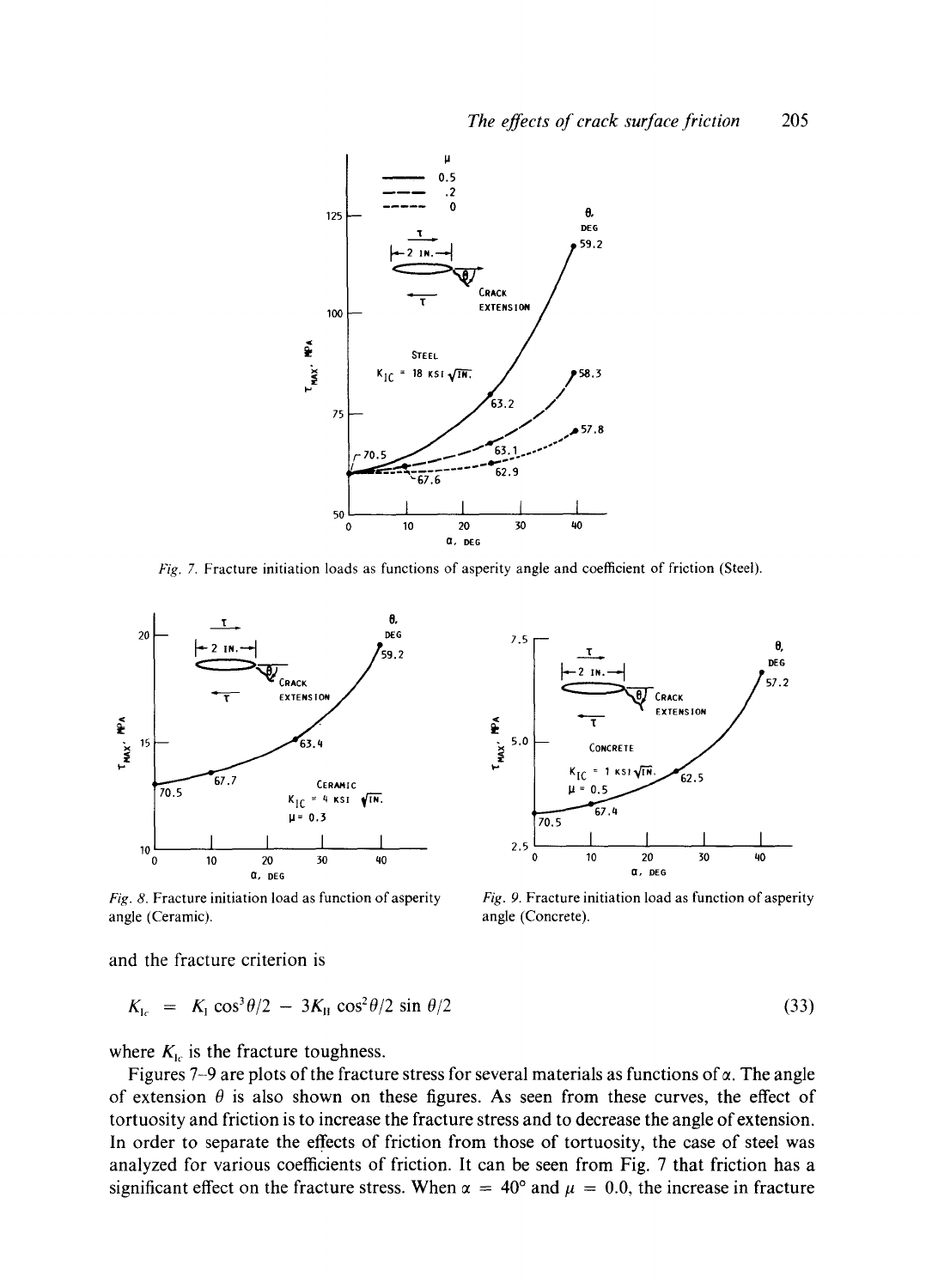*Fig. 7.* Fracture initiation loads as functions of asperity angle and coefficient of friction (Steel).

*Fig. 8.* Fracture initiation load as function of asperity angle (Ceramic).

*Fig. 9.* Fracture initiation load as function of asperity angle (Concrete).

and the fracture criterion is

$$K_{Ic} = K_I \cos^3\theta/2 - 3K_{II} \cos^2\theta/2 \sin\theta/2 \tag{33}$$

where $K_{Ic}$ is the fracture toughness.

Figures 7–9 are plots of the fracture stress for several materials as functions of $\alpha$. The angle of extension $\theta$ is also shown on these figures. As seen from these curves, the effect of tortuosity and friction is to increase the fracture stress and to decrease the angle of extension. In order to separate the effects of friction from those of tortuosity, the case of steel was analyzed for various coefficients of friction. It can be seen from Fig. 7 that friction has a significant effect on the fracture stress. When $\alpha = 40°$ and $\mu = 0.0$, the increase in fracture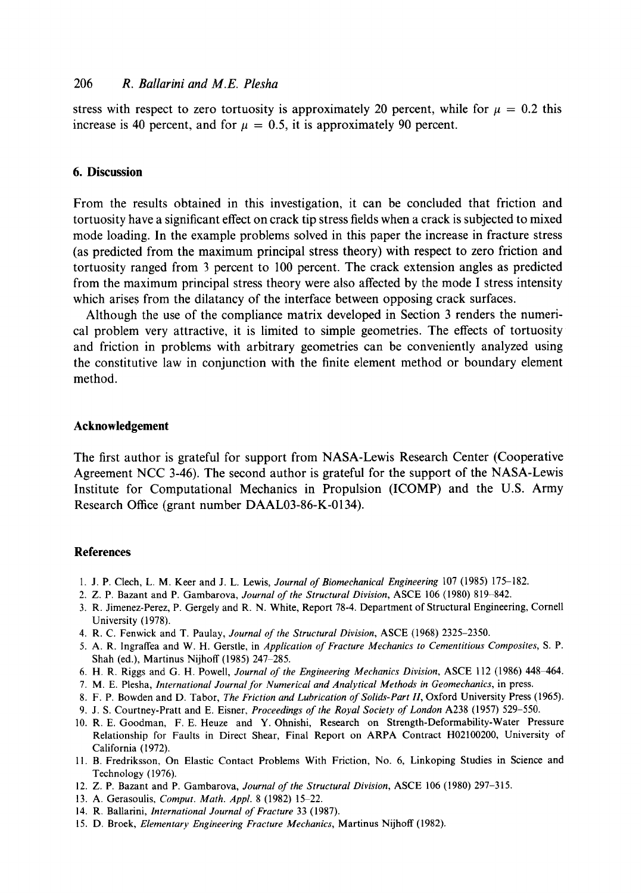stress with respect to zero tortuosity is approximately 20 percent, while for $\mu = 0.2$ this increase is 40 percent, and for $\mu = 0.5$, it is approximately 90 percent.

## 6. Discussion

From the results obtained in this investigation, it can be concluded that friction and tortuosity have a significant effect on crack tip stress fields when a crack is subjected to mixed mode loading. In the example problems solved in this paper the increase in fracture stress (as predicted from the maximum principal stress theory) with respect to zero friction and tortuosity ranged from 3 percent to 100 percent. The crack extension angles as predicted from the maximum principal stress theory were also affected by the mode I stress intensity which arises from the dilatancy of the interface between opposing crack surfaces.

Although the use of the compliance matrix developed in Section 3 renders the numerical problem very attractive, it is limited to simple geometries. The effects of tortuosity and friction in problems with arbitrary geometries can be conveniently analyzed using the constitutive law in conjunction with the finite element method or boundary element method.

## Acknowledgement

The first author is grateful for support from NASA-Lewis Research Center (Cooperative Agreement NCC 3-46). The second author is grateful for the support of the NASA-Lewis Institute for Computational Mechanics in Propulsion (ICOMP) and the U.S. Army Research Office (grant number DAAL03-86-K-0134).

## References

1. J. P. Clech, L. M. Keer and J. L. Lewis, *Journal of Biomechanical Engineering* 107 (1985) 175–182.
2. Z. P. Bazant and P. Gambarova, *Journal of the Structural Division*, ASCE 106 (1980) 819–842.
3. R. Jimenez-Perez, P. Gergely and R. N. White, Report 78-4. Department of Structural Engineering, Cornell University (1978).
4. R. C. Fenwick and T. Paulay, *Journal of the Structural Division*, ASCE (1968) 2325–2350.
5. A. R. Ingraffea and W. H. Gerstle, in *Application of Fracture Mechanics to Cementitious Composites*, S. P. Shah (ed.), Martinus Nijhoff (1985) 247–285.
6. H. R. Riggs and G. H. Powell, *Journal of the Engineering Mechanics Division*, ASCE 112 (1986) 448–464.
7. M. E. Plesha, *International Journal for Numerical and Analytical Methods in Geomechanics*, in press.
8. F. P. Bowden and D. Tabor, *The Friction and Lubrication of Solids-Part II*, Oxford University Press (1965).
9. J. S. Courtney-Pratt and E. Eisner, *Proceedings of the Royal Society of London* A238 (1957) 529–550.
10. R. E. Goodman, F. E. Heuze and Y. Ohnishi, Research on Strength-Deformability-Water Pressure Relationship for Faults in Direct Shear, Final Report on ARPA Contract H02100200, University of California (1972).
11. B. Fredriksson, On Elastic Contact Problems With Friction, No. 6, Linkoping Studies in Science and Technology (1976).
12. Z. P. Bazant and P. Gambarova, *Journal of the Structural Division*, ASCE 106 (1980) 297–315.
13. A. Gerasoulis, *Comput. Math. Appl.* 8 (1982) 15–22.
14. R. Ballarini, *International Journal of Fracture* 33 (1987).
15. D. Broek, *Elementary Engineering Fracture Mechanics*, Martinus Nijhoff (1982).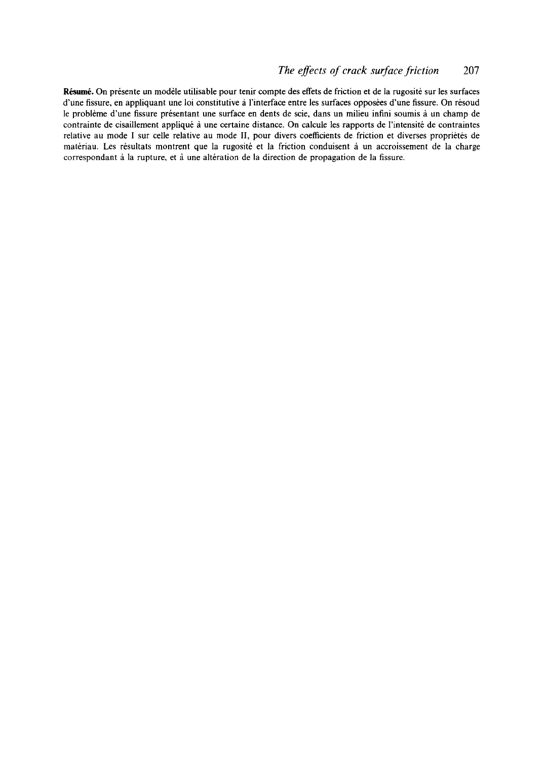**Résumé.** On présente un modèle utilisable pour tenir compte des effets de friction et de la rugosité sur les surfaces d'une fissure, en appliquant une loi constitutive à l'interface entre les surfaces opposées d'une fissure. On résoud le problème d'une fissure présentant une surface en dents de scie, dans un milieu infini soumis à un champ de contrainte de cisaillement appliqué à une certaine distance. On calcule les rapports de l'intensité de contraintes relative au mode I sur celle relative au mode II, pour divers coefficients de friction et diverses propriétés de matériau. Les résultats montrent que la rugosité et la friction conduisent à un accroissement de la charge correspondant à la rupture, et à une altération de la direction de propagation de la fissure.